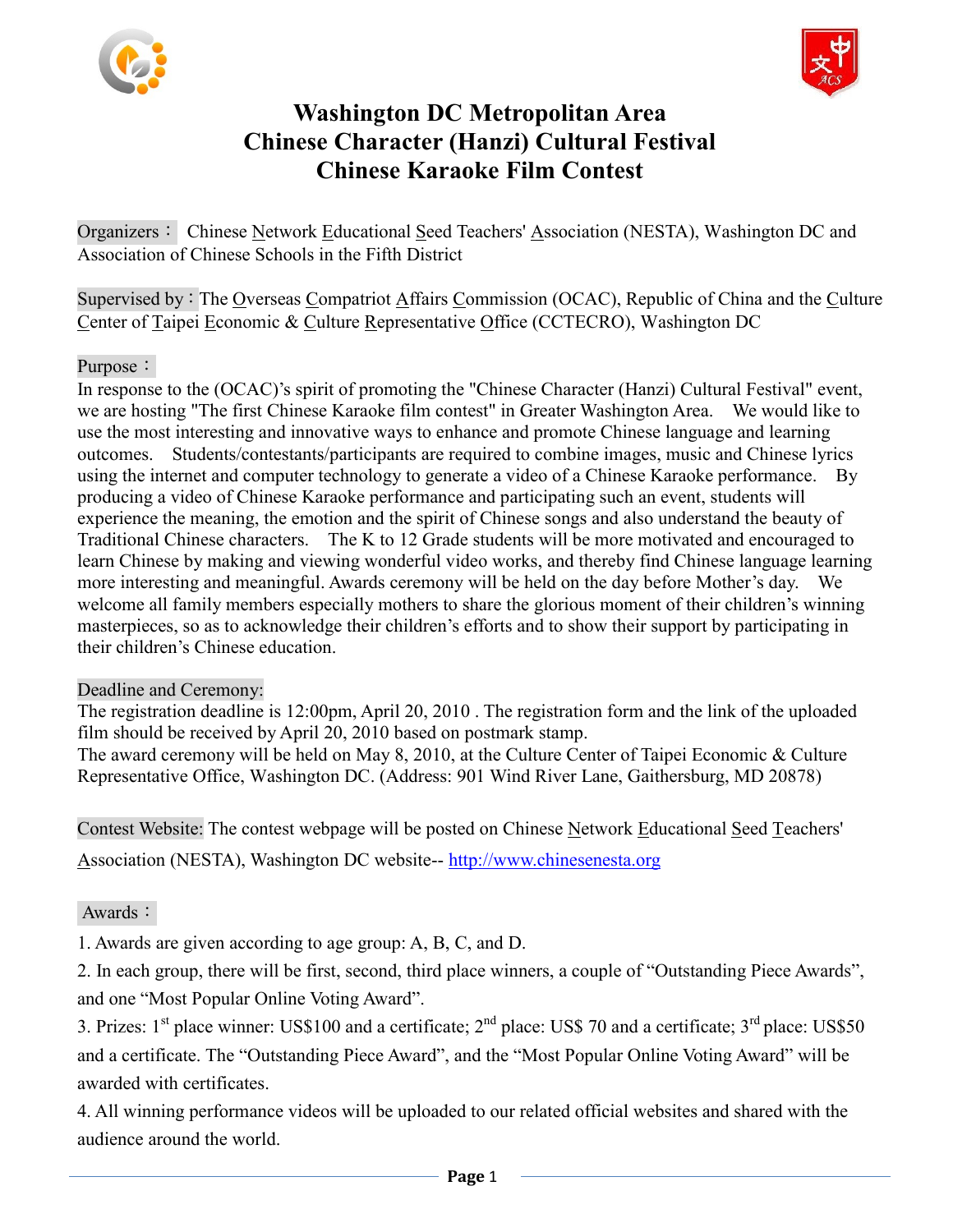# Washington DC Metropolitan Area
# Chinese Character (Hanzi) Cultural Festival
# Chinese Karaoke Film Contest

Organizers： Chinese Network Educational Seed Teachers' Association (NESTA), Washington DC and Association of Chinese Schools in the Fifth District

Supervised by：The Overseas Compatriot Affairs Commission (OCAC), Republic of China and the Culture Center of Taipei Economic & Culture Representative Office (CCTECRO), Washington DC

Purpose：

In response to the (OCAC)'s spirit of promoting the "Chinese Character (Hanzi) Cultural Festival" event, we are hosting "The first Chinese Karaoke film contest" in Greater Washington Area. We would like to use the most interesting and innovative ways to enhance and promote Chinese language and learning outcomes. Students/contestants/participants are required to combine images, music and Chinese lyrics using the internet and computer technology to generate a video of a Chinese Karaoke performance. By producing a video of Chinese Karaoke performance and participating such an event, students will experience the meaning, the emotion and the spirit of Chinese songs and also understand the beauty of Traditional Chinese characters. The K to 12 Grade students will be more motivated and encouraged to learn Chinese by making and viewing wonderful video works, and thereby find Chinese language learning more interesting and meaningful. Awards ceremony will be held on the day before Mother's day. We welcome all family members especially mothers to share the glorious moment of their children's winning masterpieces, so as to acknowledge their children's efforts and to show their support by participating in their children's Chinese education.

Deadline and Ceremony:

The registration deadline is 12:00pm, April 20, 2010 . The registration form and the link of the uploaded film should be received by April 20, 2010 based on postmark stamp.

The award ceremony will be held on May 8, 2010, at the Culture Center of Taipei Economic & Culture Representative Office, Washington DC. (Address: 901 Wind River Lane, Gaithersburg, MD 20878)

Contest Website: The contest webpage will be posted on Chinese Network Educational Seed Teachers' Association (NESTA), Washington DC website-- http://www.chinesenesta.org

Awards：

1. Awards are given according to age group: A, B, C, and D.
2. In each group, there will be first, second, third place winners, a couple of "Outstanding Piece Awards", and one "Most Popular Online Voting Award".
3. Prizes: 1st place winner: US$100 and a certificate; 2nd place: US$ 70 and a certificate; 3rd place: US$50 and a certificate. The "Outstanding Piece Award", and the "Most Popular Online Voting Award" will be awarded with certificates.
4. All winning performance videos will be uploaded to our related official websites and shared with the audience around the world.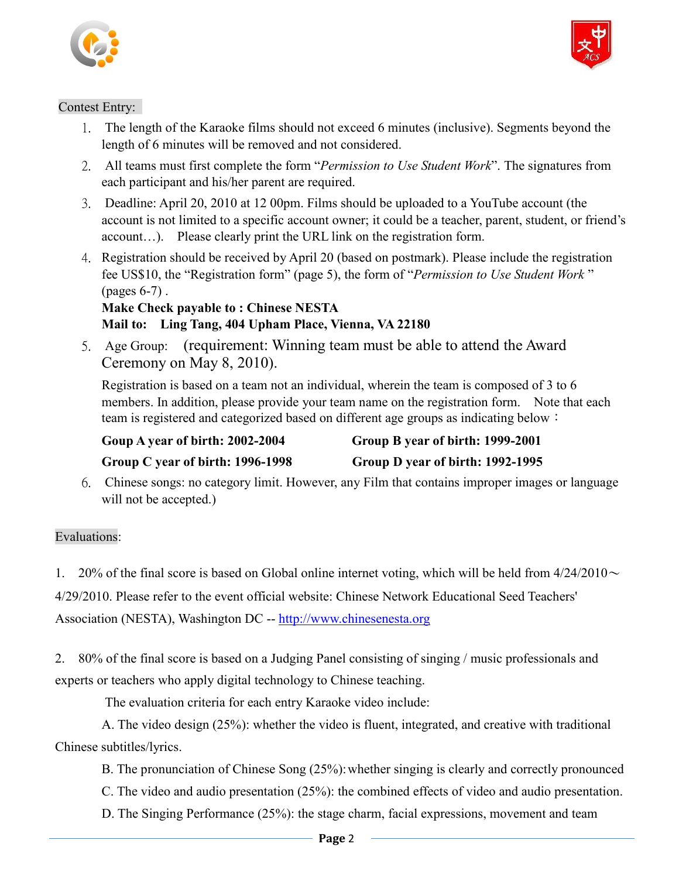## Contest Entry:

1. The length of the Karaoke films should not exceed 6 minutes (inclusive). Segments beyond the length of 6 minutes will be removed and not considered.
2. All teams must first complete the form "*Permission to Use Student Work*". The signatures from each participant and his/her parent are required.
3. Deadline: April 20, 2010 at 12 00pm. Films should be uploaded to a YouTube account (the account is not limited to a specific account owner; it could be a teacher, parent, student, or friend's account…). Please clearly print the URL link on the registration form.
4. Registration should be received by April 20 (based on postmark). Please include the registration fee US$10, the "Registration form" (page 5), the form of "*Permission to Use Student Work* " (pages 6-7) .
   **Make Check payable to : Chinese NESTA**
   **Mail to: Ling Tang, 404 Upham Place, Vienna, VA 22180**
5. Age Group: (requirement: Winning team must be able to attend the Award Ceremony on May 8, 2010).

   Registration is based on a team not an individual, wherein the team is composed of 3 to 6 members. In addition, please provide your team name on the registration form. Note that each team is registered and categorized based on different age groups as indicating below：

   **Goup A year of birth: 2002-2004** **Group B year of birth: 1999-2001**
   **Group C year of birth: 1996-1998** **Group D year of birth: 1992-1995**
6. Chinese songs: no category limit. However, any Film that contains improper images or language will not be accepted.)

## Evaluations:

1. 20% of the final score is based on Global online internet voting, which will be held from 4/24/2010～4/29/2010. Please refer to the event official website: Chinese Network Educational Seed Teachers' Association (NESTA), Washington DC -- http://www.chinesenesta.org

2. 80% of the final score is based on a Judging Panel consisting of singing / music professionals and experts or teachers who apply digital technology to Chinese teaching.

The evaluation criteria for each entry Karaoke video include:

A. The video design (25%): whether the video is fluent, integrated, and creative with traditional Chinese subtitles/lyrics.

B. The pronunciation of Chinese Song (25%): whether singing is clearly and correctly pronounced

C. The video and audio presentation (25%): the combined effects of video and audio presentation.

D. The Singing Performance (25%): the stage charm, facial expressions, movement and team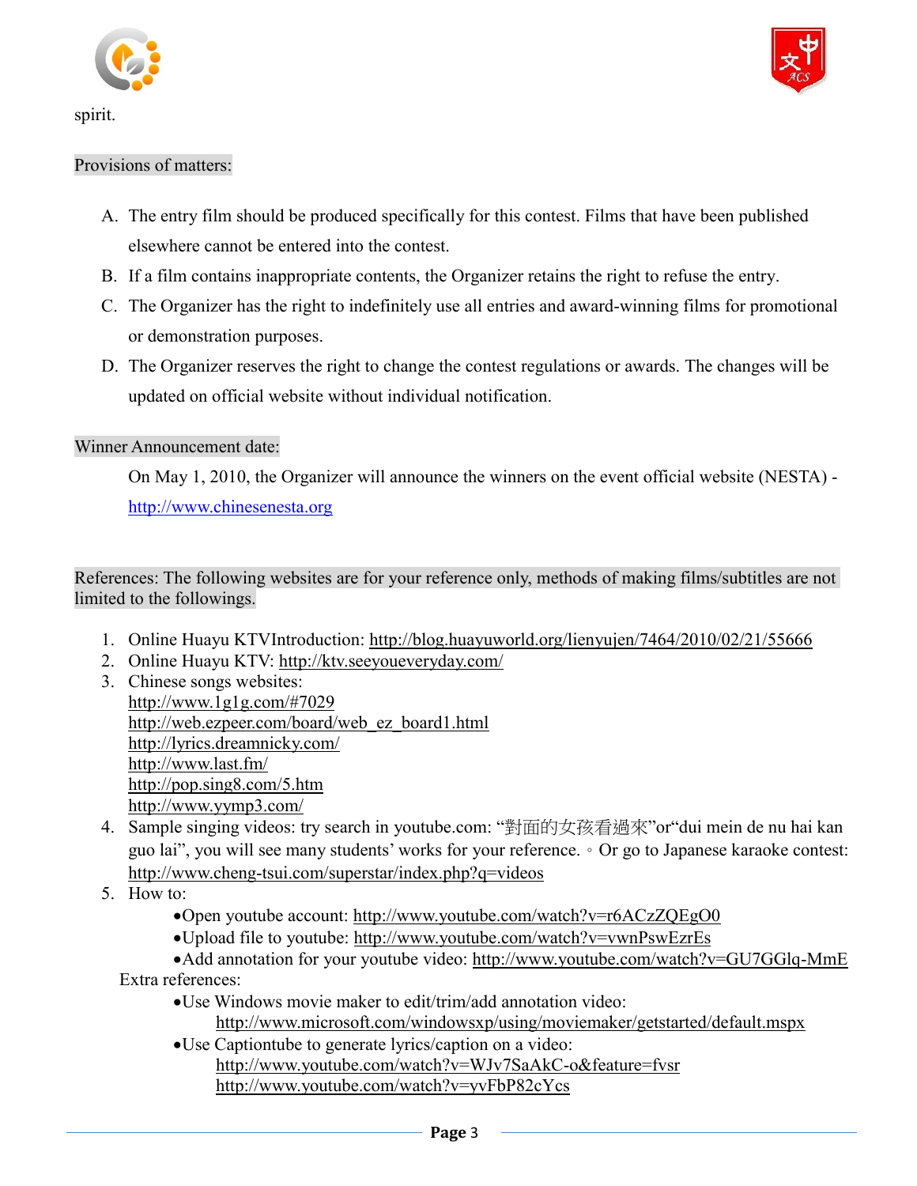spirit.

Provisions of matters:

A. The entry film should be produced specifically for this contest. Films that have been published elsewhere cannot be entered into the contest.
B. If a film contains inappropriate contents, the Organizer retains the right to refuse the entry.
C. The Organizer has the right to indefinitely use all entries and award-winning films for promotional or demonstration purposes.
D. The Organizer reserves the right to change the contest regulations or awards. The changes will be updated on official website without individual notification.

Winner Announcement date:

On May 1, 2010, the Organizer will announce the winners on the event official website (NESTA) - http://www.chinesenesta.org

References: The following websites are for your reference only, methods of making films/subtitles are not limited to the followings.

1. Online Huayu KTVIntroduction: http://blog.huayuworld.org/lienyujen/7464/2010/02/21/55666
2. Online Huayu KTV: http://ktv.seeyoueveryday.com/
3. Chinese songs websites:
   http://www.1g1g.com/#7029
   http://web.ezpeer.com/board/web_ez_board1.html
   http://lyrics.dreamnicky.com/
   http://www.last.fm/
   http://pop.sing8.com/5.htm
   http://www.yymp3.com/
4. Sample singing videos: try search in youtube.com: "對面的女孩看過來"or"dui mein de nu hai kan guo lai", you will see many students' works for your reference. 。Or go to Japanese karaoke contest: http://www.cheng-tsui.com/superstar/index.php?q=videos
5. How to:
   - Open youtube account: http://www.youtube.com/watch?v=r6ACzZQEgO0
   - Upload file to youtube: http://www.youtube.com/watch?v=vwnPswEzrEs
   - Add annotation for your youtube video: http://www.youtube.com/watch?v=GU7GGlq-MmE

   Extra references:
   - Use Windows movie maker to edit/trim/add annotation video: http://www.microsoft.com/windowsxp/using/moviemaker/getstarted/default.mspx
   - Use Captiontube to generate lyrics/caption on a video:
     http://www.youtube.com/watch?v=WJv7SaAkC-o&feature=fvsr
     http://www.youtube.com/watch?v=yvFbP82cYcs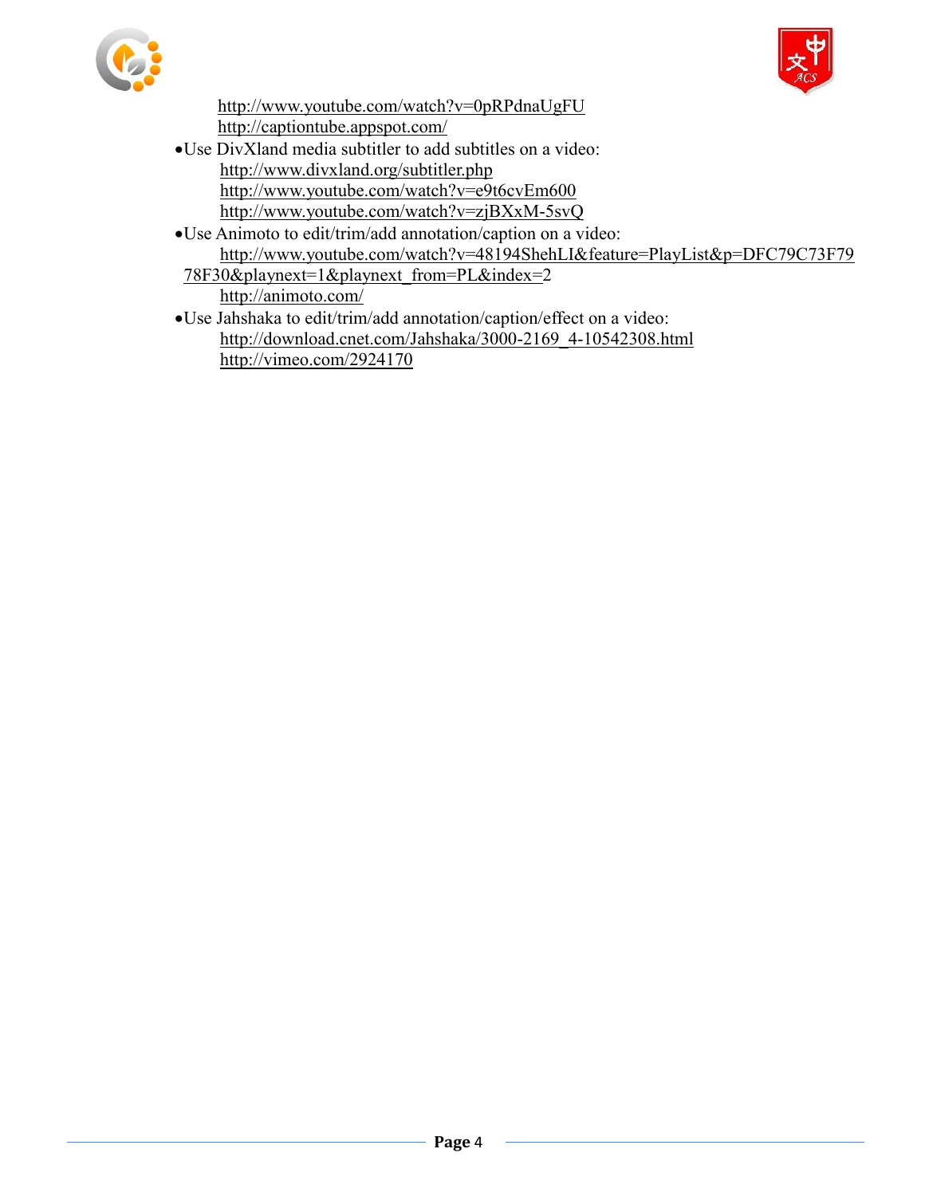http://www.youtube.com/watch?v=0pRPdnaUgFU
http://captiontube.appspot.com/

- Use DivXland media subtitler to add subtitles on a video:
  http://www.divxland.org/subtitler.php
  http://www.youtube.com/watch?v=e9t6cvEm600
  http://www.youtube.com/watch?v=zjBXxM-5svQ
- Use Animoto to edit/trim/add annotation/caption on a video:
  http://www.youtube.com/watch?v=48194ShehLI&feature=PlayList&p=DFC79C73F7978F30&playnext=1&playnext_from=PL&index=2
  http://animoto.com/
- Use Jahshaka to edit/trim/add annotation/caption/effect on a video:
  http://download.cnet.com/Jahshaka/3000-2169_4-10542308.html
  http://vimeo.com/2924170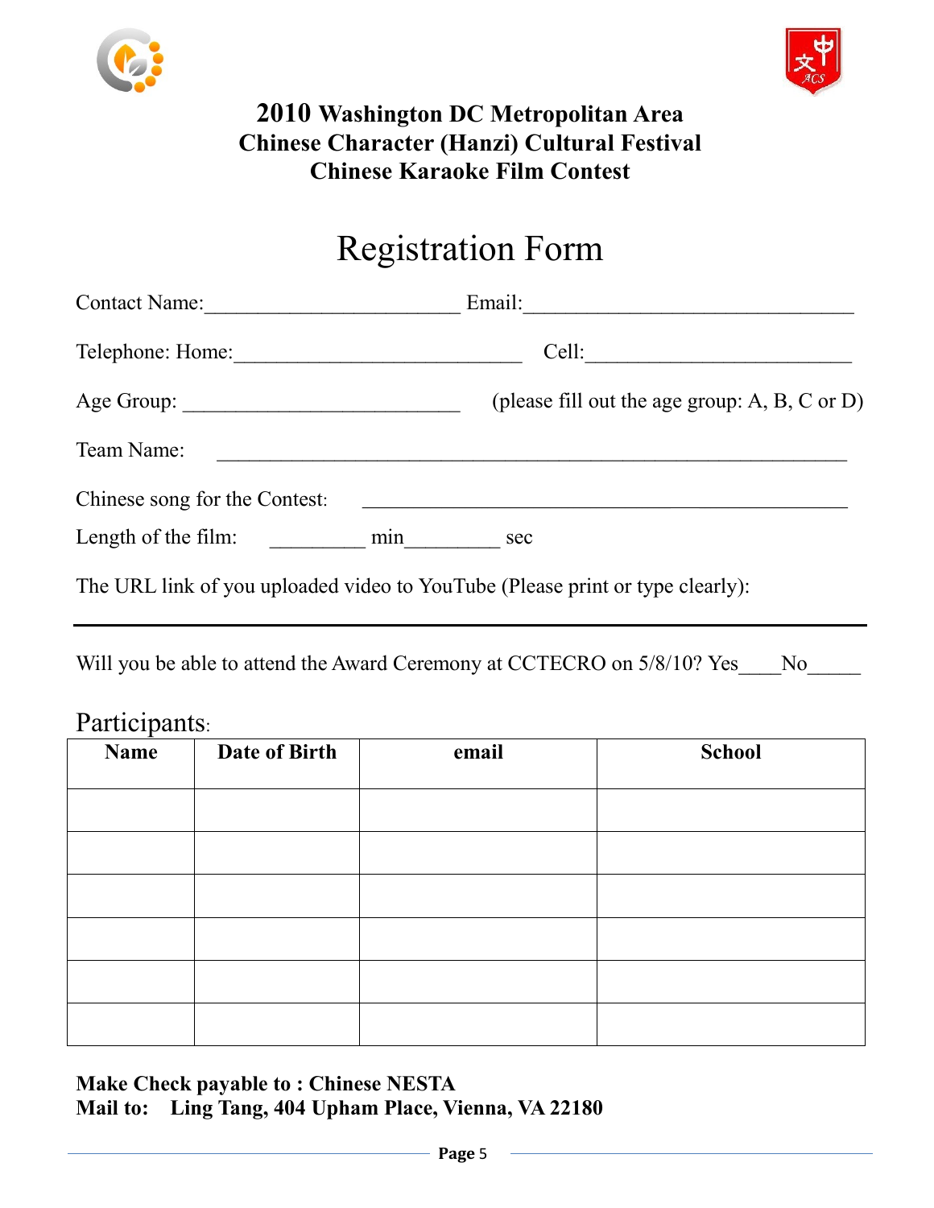**2010 Washington DC Metropolitan Area**
**Chinese Character (Hanzi) Cultural Festival**
**Chinese Karaoke Film Contest**

# Registration Form

Contact Name:________________________ Email:________________________________

Telephone: Home:___________________________ Cell:_________________________

Age Group: __________________________ (please fill out the age group: A, B, C or D)

Team Name: ____________________________________________________________

Chinese song for the Contest: ______________________________________________

Length of the film: _________ min_________ sec

The URL link of you uploaded video to YouTube (Please print or type clearly):

---

Will you be able to attend the Award Ceremony at CCTECRO on 5/8/10? Yes____No_____

## Participants:

| Name | Date of Birth | email | School |
|---|---|---|---|
| | | | |
| | | | |
| | | | |
| | | | |
| | | | |
| | | | |

**Make Check payable to : Chinese NESTA**
**Mail to: Ling Tang, 404 Upham Place, Vienna, VA 22180**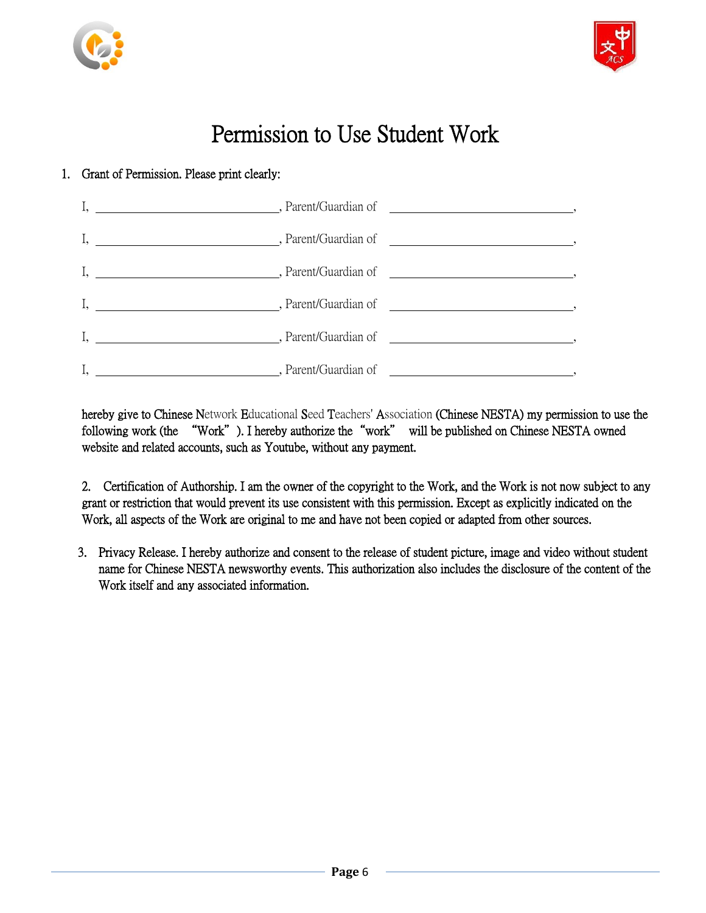／# Permission to Use Student Work

1. Grant of Permission. Please print clearly:

   I, ______________________________, Parent/Guardian of ______________________________,

   I, ______________________________, Parent/Guardian of ______________________________,

   I, ______________________________, Parent/Guardian of ______________________________,

   I, ______________________________, Parent/Guardian of ______________________________,

   I, ______________________________, Parent/Guardian of ______________________________,

   I, ______________________________, Parent/Guardian of ______________________________,

   hereby give to Chinese Network Educational Seed Teachers' Association (Chinese NESTA) my permission to use the following work (the "Work"). I hereby authorize the "work" will be published on Chinese NESTA owned website and related accounts, such as Youtube, without any payment.

2. Certification of Authorship. I am the owner of the copyright to the Work, and the Work is not now subject to any grant or restriction that would prevent its use consistent with this permission. Except as explicitly indicated on the Work, all aspects of the Work are original to me and have not been copied or adapted from other sources.

3. Privacy Release. I hereby authorize and consent to the release of student picture, image and video without student name for Chinese NESTA newsworthy events. This authorization also includes the disclosure of the content of the Work itself and any associated information.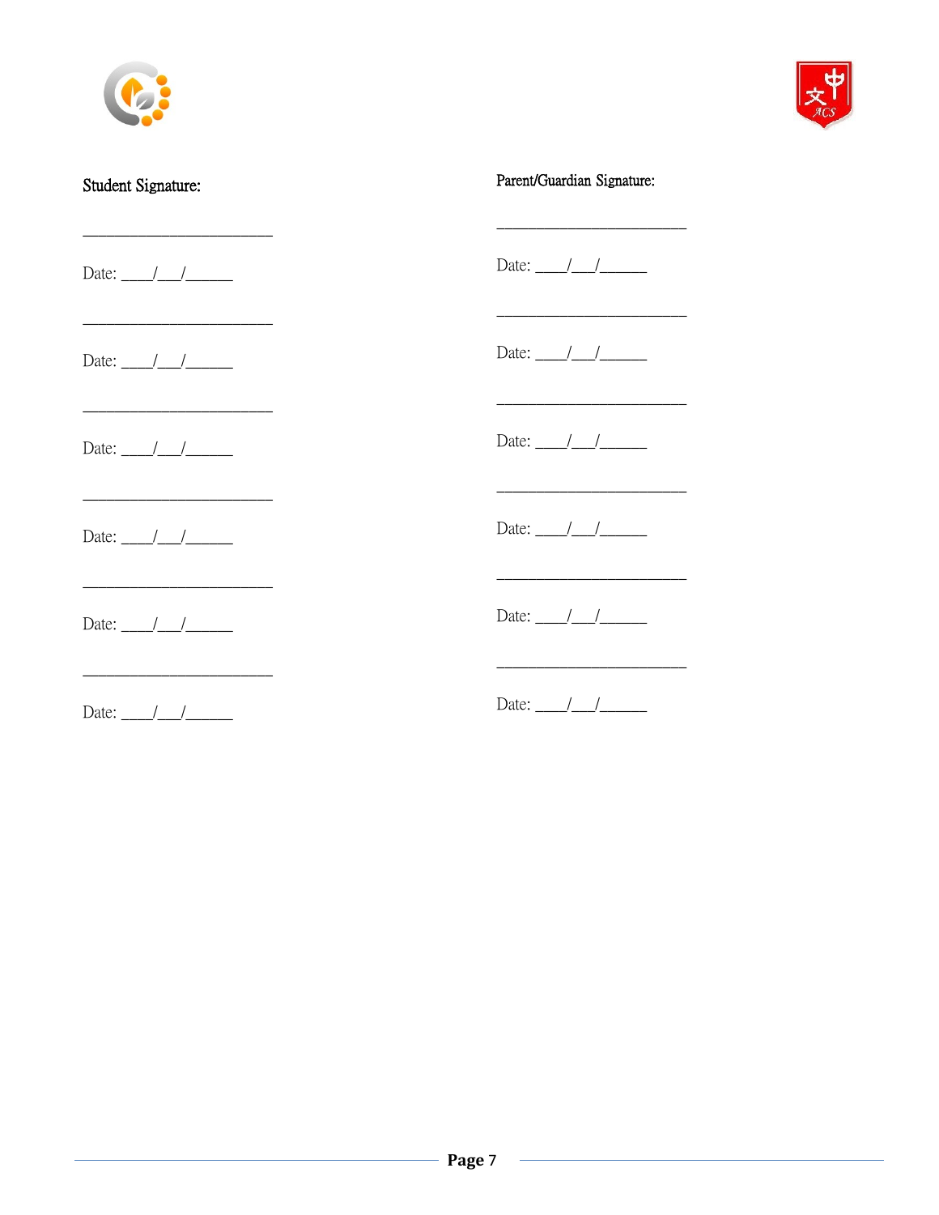Student Signature:

________________________

Date: ____/___/______

________________________

Date: ____/___/______

________________________

Date: ____/___/______

________________________

Date: ____/___/______

________________________

Date: ____/___/______

________________________

Date: ____/___/______

Parent/Guardian Signature:

________________________

Date: ____/___/______

________________________

Date: ____/___/______

________________________

Date: ____/___/______

________________________

Date: ____/___/______

________________________

Date: ____/___/______

________________________

Date: ____/___/______